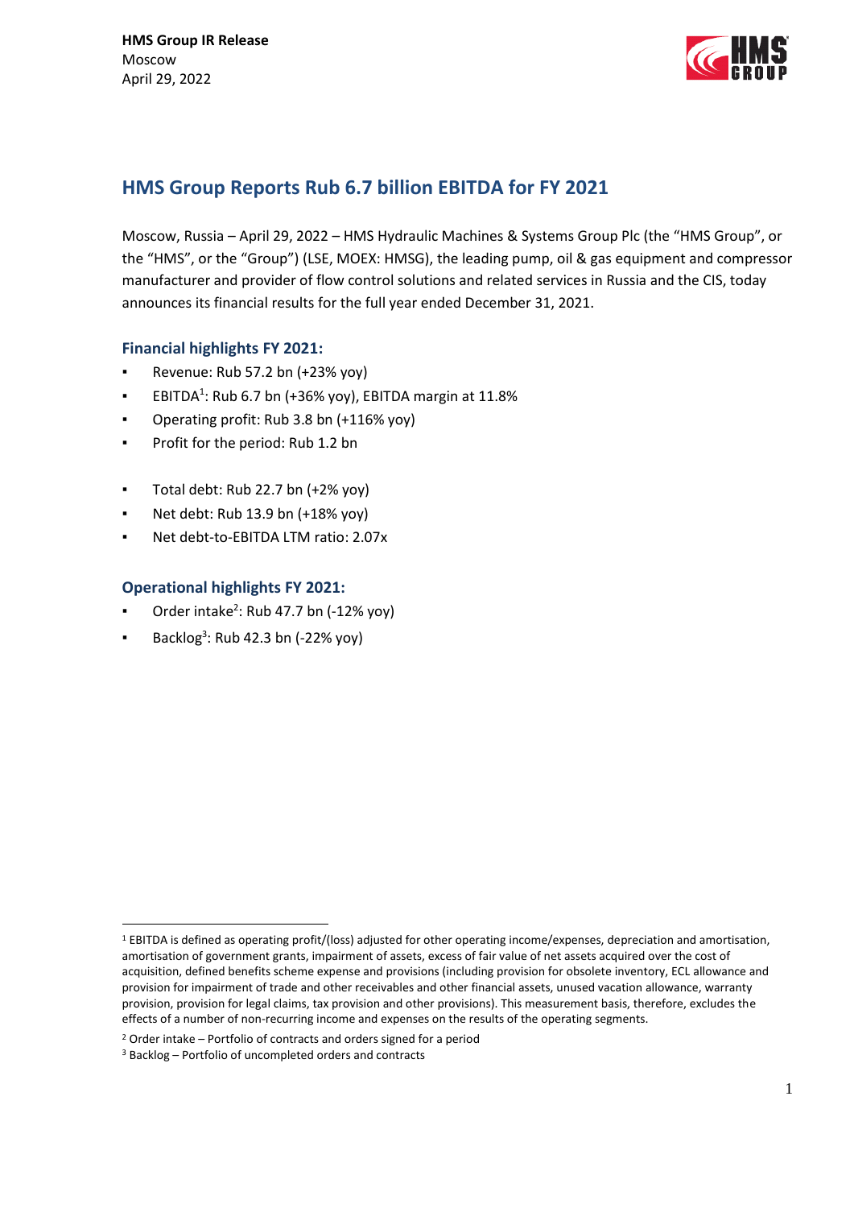**HMS Group IR Release**
Moscow
April 29, 2022

# HMS Group Reports Rub 6.7 billion EBITDA for FY 2021

Moscow, Russia – April 29, 2022 – HMS Hydraulic Machines & Systems Group Plc (the "HMS Group", or the "HMS", or the "Group") (LSE, MOEX: HMSG), the leading pump, oil & gas equipment and compressor manufacturer and provider of flow control solutions and related services in Russia and the CIS, today announces its financial results for the full year ended December 31, 2021.

## Financial highlights FY 2021:

- Revenue: Rub 57.2 bn (+23% yoy)
- EBITDA[1]: Rub 6.7 bn (+36% yoy), EBITDA margin at 11.8%
- Operating profit: Rub 3.8 bn (+116% yoy)
- Profit for the period: Rub 1.2 bn

- Total debt: Rub 22.7 bn (+2% yoy)
- Net debt: Rub 13.9 bn (+18% yoy)
- Net debt-to-EBITDA LTM ratio: 2.07x

## Operational highlights FY 2021:

- Order intake[2]: Rub 47.7 bn (-12% yoy)
- Backlog[3]: Rub 42.3 bn (-22% yoy)

---

[1] EBITDA is defined as operating profit/(loss) adjusted for other operating income/expenses, depreciation and amortisation, amortisation of government grants, impairment of assets, excess of fair value of net assets acquired over the cost of acquisition, defined benefits scheme expense and provisions (including provision for obsolete inventory, ECL allowance and provision for impairment of trade and other receivables and other financial assets, unused vacation allowance, warranty provision, provision for legal claims, tax provision and other provisions). This measurement basis, therefore, excludes the effects of a number of non-recurring income and expenses on the results of the operating segments.

[2] Order intake – Portfolio of contracts and orders signed for a period

[3] Backlog – Portfolio of uncompleted orders and contracts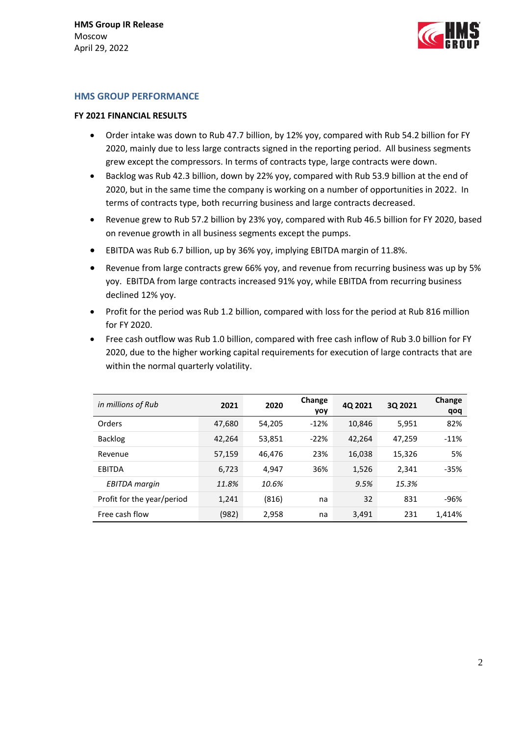**HMS Group IR Release**
Moscow
April 29, 2022

## HMS GROUP PERFORMANCE

### FY 2021 FINANCIAL RESULTS

- Order intake was down to Rub 47.7 billion, by 12% yoy, compared with Rub 54.2 billion for FY 2020, mainly due to less large contracts signed in the reporting period. All business segments grew except the compressors. In terms of contracts type, large contracts were down.
- Backlog was Rub 42.3 billion, down by 22% yoy, compared with Rub 53.9 billion at the end of 2020, but in the same time the company is working on a number of opportunities in 2022. In terms of contracts type, both recurring business and large contracts decreased.
- Revenue grew to Rub 57.2 billion by 23% yoy, compared with Rub 46.5 billion for FY 2020, based on revenue growth in all business segments except the pumps.
- EBITDA was Rub 6.7 billion, up by 36% yoy, implying EBITDA margin of 11.8%.
- Revenue from large contracts grew 66% yoy, and revenue from recurring business was up by 5% yoy. EBITDA from large contracts increased 91% yoy, while EBITDA from recurring business declined 12% yoy.
- Profit for the period was Rub 1.2 billion, compared with loss for the period at Rub 816 million for FY 2020.
- Free cash outflow was Rub 1.0 billion, compared with free cash inflow of Rub 3.0 billion for FY 2020, due to the higher working capital requirements for execution of large contracts that are within the normal quarterly volatility.

| *in millions of Rub* | 2021 | 2020 | Change yoy | 4Q 2021 | 3Q 2021 | Change qoq |
|---|---|---|---|---|---|---|
| Orders | 47,680 | 54,205 | -12% | 10,846 | 5,951 | 82% |
| Backlog | 42,264 | 53,851 | -22% | 42,264 | 47,259 | -11% |
| Revenue | 57,159 | 46,476 | 23% | 16,038 | 15,326 | 5% |
| EBITDA | 6,723 | 4,947 | 36% | 1,526 | 2,341 | -35% |
| *EBITDA margin* | *11.8%* | *10.6%* | | *9.5%* | *15.3%* | |
| Profit for the year/period | 1,241 | (816) | na | 32 | 831 | -96% |
| Free cash flow | (982) | 2,958 | na | 3,491 | 231 | 1,414% |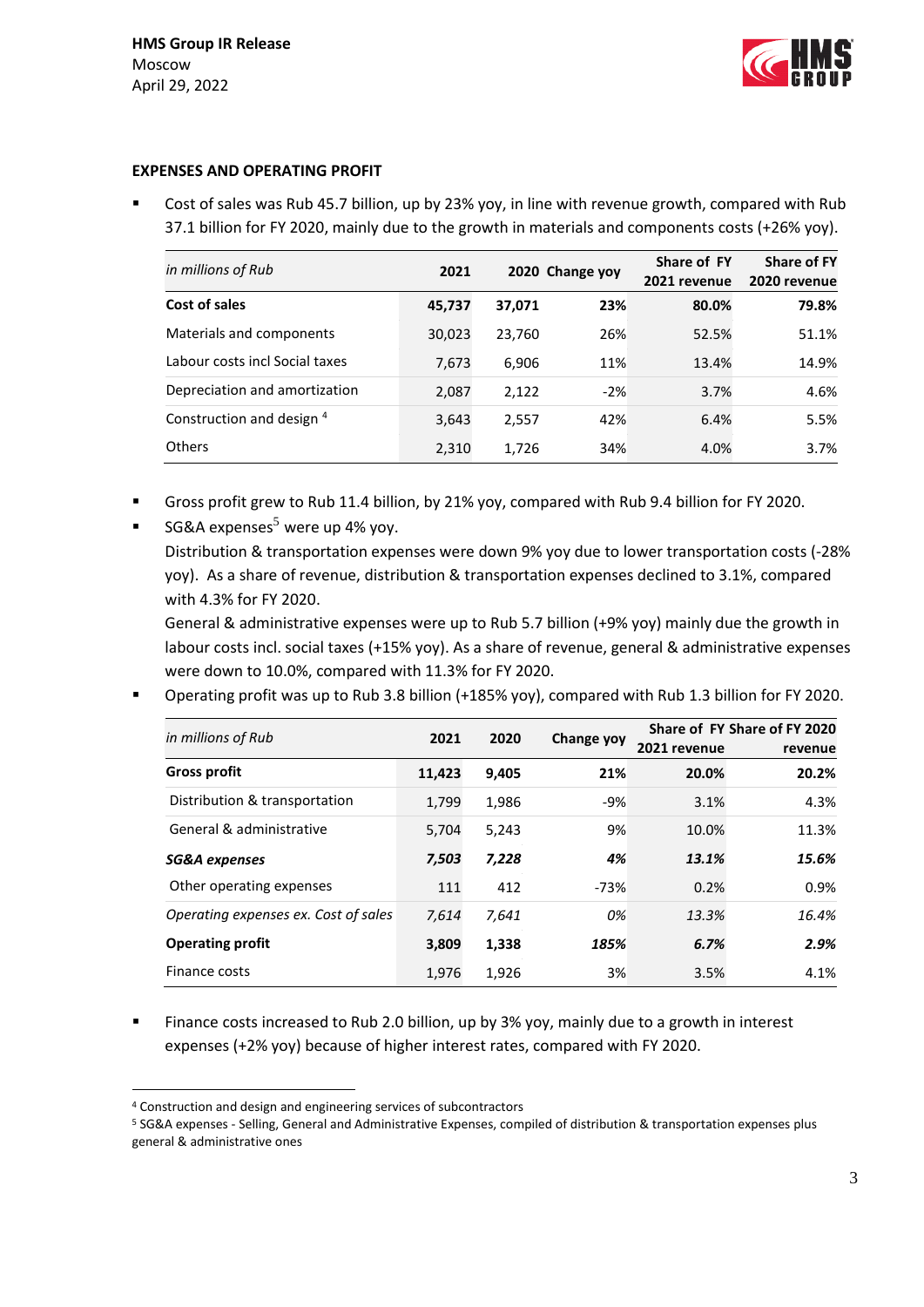HMS Group IR Release
Moscow
April 29, 2022

## EXPENSES AND OPERATING PROFIT

- Cost of sales was Rub 45.7 billion, up by 23% yoy, in line with revenue growth, compared with Rub 37.1 billion for FY 2020, mainly due to the growth in materials and components costs (+26% yoy).

| *in millions of Rub* | 2021 | 2020 | Change yoy | Share of FY 2021 revenue | Share of FY 2020 revenue |
|---|---|---|---|---|---|
| **Cost of sales** | **45,737** | **37,071** | **23%** | **80.0%** | **79.8%** |
| Materials and components | 30,023 | 23,760 | 26% | 52.5% | 51.1% |
| Labour costs incl Social taxes | 7,673 | 6,906 | 11% | 13.4% | 14.9% |
| Depreciation and amortization | 2,087 | 2,122 | -2% | 3.7% | 4.6% |
| Construction and design [4] | 3,643 | 2,557 | 42% | 6.4% | 5.5% |
| Others | 2,310 | 1,726 | 34% | 4.0% | 3.7% |

- Gross profit grew to Rub 11.4 billion, by 21% yoy, compared with Rub 9.4 billion for FY 2020.
- SG&A expenses[5] were up 4% yoy.
  Distribution & transportation expenses were down 9% yoy due to lower transportation costs (-28% yoy). As a share of revenue, distribution & transportation expenses declined to 3.1%, compared with 4.3% for FY 2020.
  General & administrative expenses were up to Rub 5.7 billion (+9% yoy) mainly due the growth in labour costs incl. social taxes (+15% yoy). As a share of revenue, general & administrative expenses were down to 10.0%, compared with 11.3% for FY 2020.
- Operating profit was up to Rub 3.8 billion (+185% yoy), compared with Rub 1.3 billion for FY 2020.

| *in millions of Rub* | 2021 | 2020 | Change yoy | Share of FY 2021 revenue | Share of FY 2020 revenue |
|---|---|---|---|---|---|
| **Gross profit** | **11,423** | **9,405** | **21%** | **20.0%** | **20.2%** |
| Distribution & transportation | 1,799 | 1,986 | -9% | 3.1% | 4.3% |
| General & administrative | 5,704 | 5,243 | 9% | 10.0% | 11.3% |
| ***SG&A expenses*** | ***7,503*** | ***7,228*** | ***4%*** | ***13.1%*** | ***15.6%*** |
| Other operating expenses | 111 | 412 | -73% | 0.2% | 0.9% |
| *Operating expenses ex. Cost of sales* | *7,614* | *7,641* | *0%* | *13.3%* | *16.4%* |
| **Operating profit** | **3,809** | **1,338** | ***185%*** | ***6.7%*** | ***2.9%*** |
| Finance costs | 1,976 | 1,926 | 3% | 3.5% | 4.1% |

- Finance costs increased to Rub 2.0 billion, up by 3% yoy, mainly due to a growth in interest expenses (+2% yoy) because of higher interest rates, compared with FY 2020.

---

[4] Construction and design and engineering services of subcontractors
[5] SG&A expenses - Selling, General and Administrative Expenses, compiled of distribution & transportation expenses plus general & administrative ones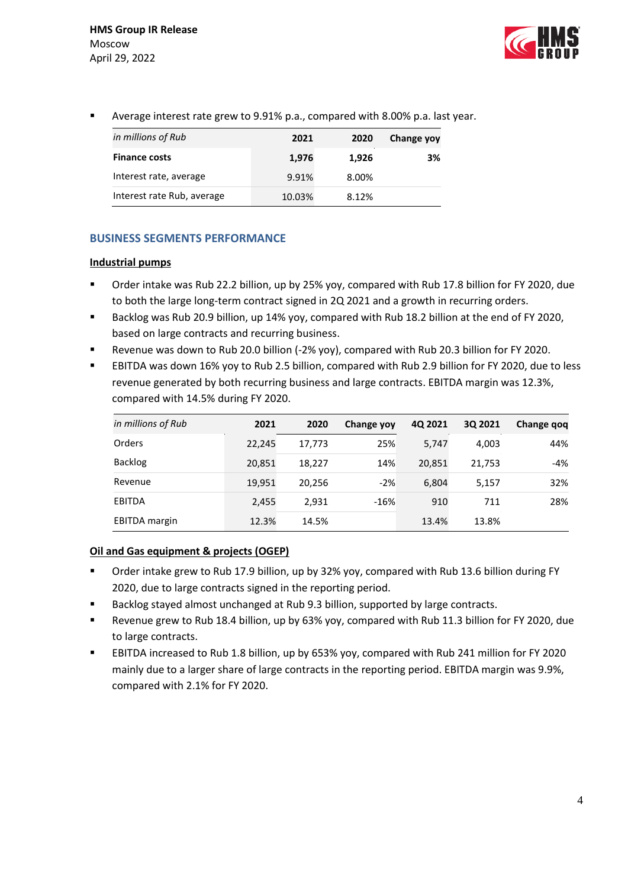- Average interest rate grew to 9.91% p.a., compared with 8.00% p.a. last year.

| *in millions of Rub* | 2021 | 2020 | Change yoy |
|---|---|---|---|
| **Finance costs** | **1,976** | **1,926** | **3%** |
| Interest rate, average | 9.91% | 8.00% | |
| Interest rate Rub, average | 10.03% | 8.12% | |

## BUSINESS SEGMENTS PERFORMANCE

### Industrial pumps

- Order intake was Rub 22.2 billion, up by 25% yoy, compared with Rub 17.8 billion for FY 2020, due to both the large long-term contract signed in 2Q 2021 and a growth in recurring orders.
- Backlog was Rub 20.9 billion, up 14% yoy, compared with Rub 18.2 billion at the end of FY 2020, based on large contracts and recurring business.
- Revenue was down to Rub 20.0 billion (-2% yoy), compared with Rub 20.3 billion for FY 2020.
- EBITDA was down 16% yoy to Rub 2.5 billion, compared with Rub 2.9 billion for FY 2020, due to less revenue generated by both recurring business and large contracts. EBITDA margin was 12.3%, compared with 14.5% during FY 2020.

| *in millions of Rub* | 2021 | 2020 | Change yoy | 4Q 2021 | 3Q 2021 | Change qoq |
|---|---|---|---|---|---|---|
| Orders | 22,245 | 17,773 | 25% | 5,747 | 4,003 | 44% |
| Backlog | 20,851 | 18,227 | 14% | 20,851 | 21,753 | -4% |
| Revenue | 19,951 | 20,256 | -2% | 6,804 | 5,157 | 32% |
| EBITDA | 2,455 | 2,931 | -16% | 910 | 711 | 28% |
| EBITDA margin | 12.3% | 14.5% | | 13.4% | 13.8% | |

### Oil and Gas equipment & projects (OGEP)

- Order intake grew to Rub 17.9 billion, up by 32% yoy, compared with Rub 13.6 billion during FY 2020, due to large contracts signed in the reporting period.
- Backlog stayed almost unchanged at Rub 9.3 billion, supported by large contracts.
- Revenue grew to Rub 18.4 billion, up by 63% yoy, compared with Rub 11.3 billion for FY 2020, due to large contracts.
- EBITDA increased to Rub 1.8 billion, up by 653% yoy, compared with Rub 241 million for FY 2020 mainly due to a larger share of large contracts in the reporting period. EBITDA margin was 9.9%, compared with 2.1% for FY 2020.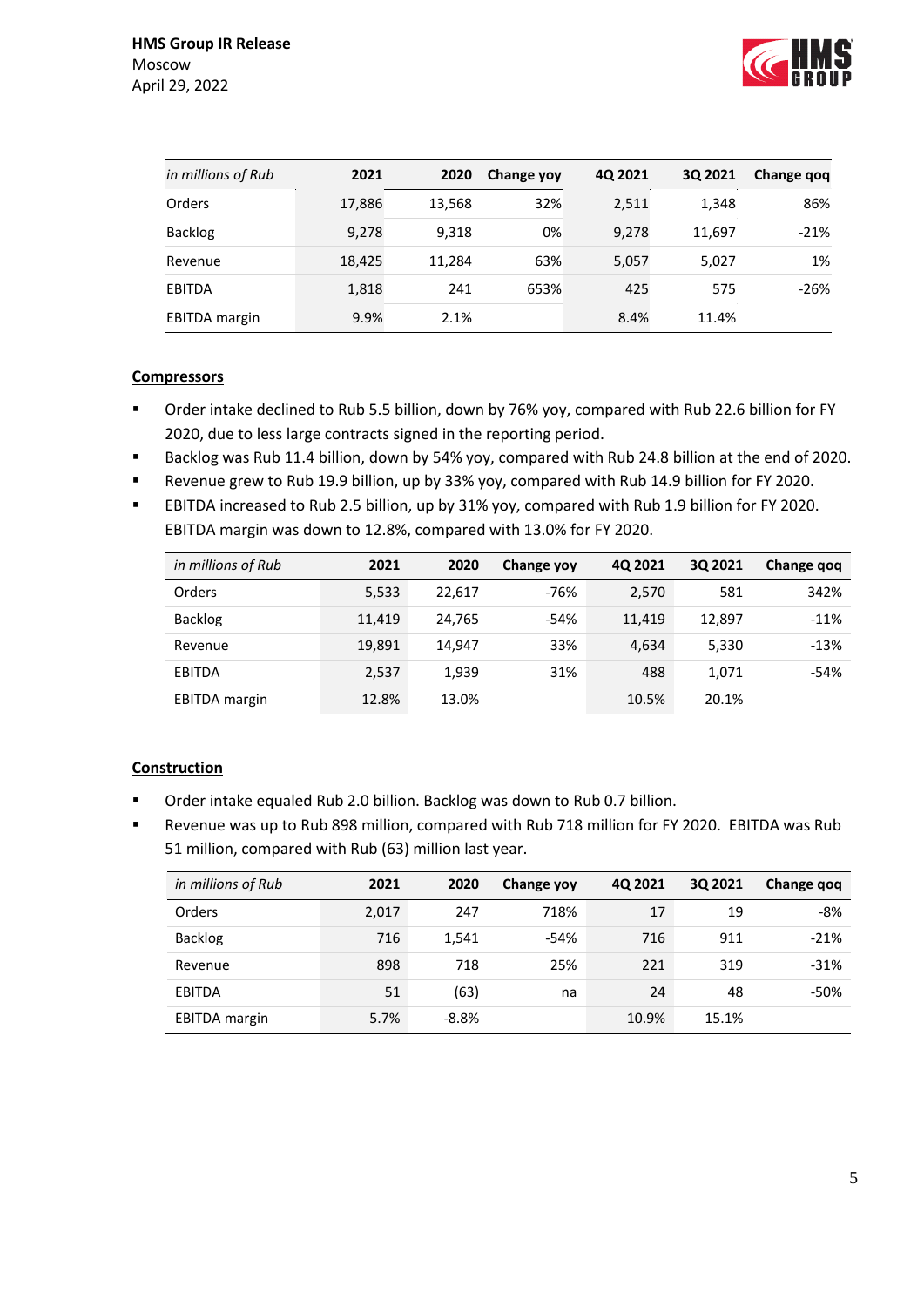| *in millions of Rub* | 2021 | 2020 | Change yoy | 4Q 2021 | 3Q 2021 | Change qoq |
|---|---|---|---|---|---|---|
| Orders | 17,886 | 13,568 | 32% | 2,511 | 1,348 | 86% |
| Backlog | 9,278 | 9,318 | 0% | 9,278 | 11,697 | -21% |
| Revenue | 18,425 | 11,284 | 63% | 5,057 | 5,027 | 1% |
| EBITDA | 1,818 | 241 | 653% | 425 | 575 | -26% |
| EBITDA margin | 9.9% | 2.1% | | 8.4% | 11.4% | |

## Compressors

- Order intake declined to Rub 5.5 billion, down by 76% yoy, compared with Rub 22.6 billion for FY 2020, due to less large contracts signed in the reporting period.
- Backlog was Rub 11.4 billion, down by 54% yoy, compared with Rub 24.8 billion at the end of 2020.
- Revenue grew to Rub 19.9 billion, up by 33% yoy, compared with Rub 14.9 billion for FY 2020.
- EBITDA increased to Rub 2.5 billion, up by 31% yoy, compared with Rub 1.9 billion for FY 2020. EBITDA margin was down to 12.8%, compared with 13.0% for FY 2020.

| *in millions of Rub* | 2021 | 2020 | Change yoy | 4Q 2021 | 3Q 2021 | Change qoq |
|---|---|---|---|---|---|---|
| Orders | 5,533 | 22,617 | -76% | 2,570 | 581 | 342% |
| Backlog | 11,419 | 24,765 | -54% | 11,419 | 12,897 | -11% |
| Revenue | 19,891 | 14,947 | 33% | 4,634 | 5,330 | -13% |
| EBITDA | 2,537 | 1,939 | 31% | 488 | 1,071 | -54% |
| EBITDA margin | 12.8% | 13.0% | | 10.5% | 20.1% | |

## Construction

- Order intake equaled Rub 2.0 billion. Backlog was down to Rub 0.7 billion.
- Revenue was up to Rub 898 million, compared with Rub 718 million for FY 2020. EBITDA was Rub 51 million, compared with Rub (63) million last year.

| *in millions of Rub* | 2021 | 2020 | Change yoy | 4Q 2021 | 3Q 2021 | Change qoq |
|---|---|---|---|---|---|---|
| Orders | 2,017 | 247 | 718% | 17 | 19 | -8% |
| Backlog | 716 | 1,541 | -54% | 716 | 911 | -21% |
| Revenue | 898 | 718 | 25% | 221 | 319 | -31% |
| EBITDA | 51 | (63) | na | 24 | 48 | -50% |
| EBITDA margin | 5.7% | -8.8% | | 10.9% | 15.1% | |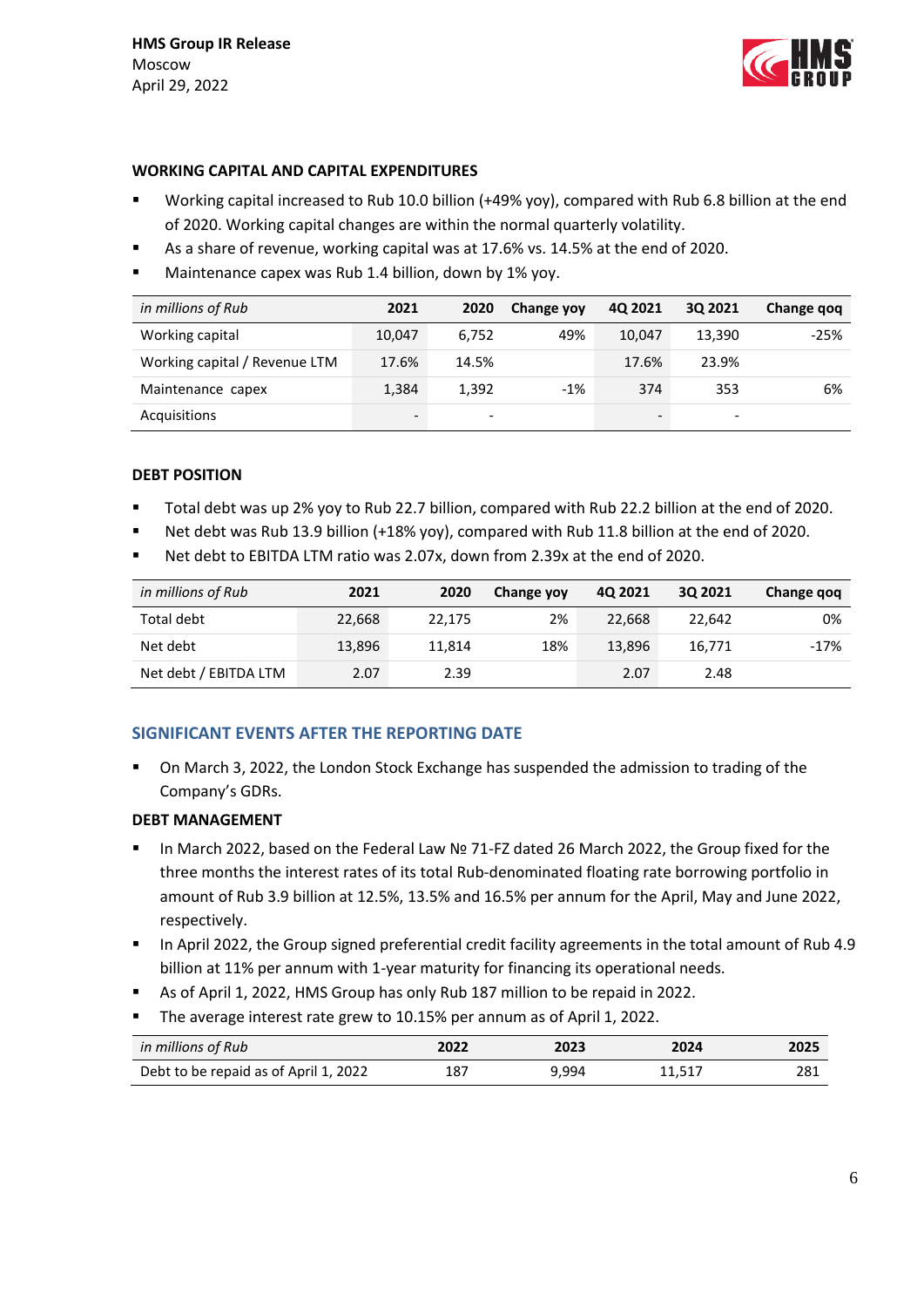### WORKING CAPITAL AND CAPITAL EXPENDITURES

- Working capital increased to Rub 10.0 billion (+49% yoy), compared with Rub 6.8 billion at the end of 2020. Working capital changes are within the normal quarterly volatility.
- As a share of revenue, working capital was at 17.6% vs. 14.5% at the end of 2020.
- Maintenance capex was Rub 1.4 billion, down by 1% yoy.

| *in millions of Rub* | 2021 | 2020 | Change yoy | 4Q 2021 | 3Q 2021 | Change qoq |
|---|---|---|---|---|---|---|
| Working capital | 10,047 | 6,752 | 49% | 10,047 | 13,390 | -25% |
| Working capital / Revenue LTM | 17.6% | 14.5% | | 17.6% | 23.9% | |
| Maintenance capex | 1,384 | 1,392 | -1% | 374 | 353 | 6% |
| Acquisitions | - | - | | - | - | |

### DEBT POSITION

- Total debt was up 2% yoy to Rub 22.7 billion, compared with Rub 22.2 billion at the end of 2020.
- Net debt was Rub 13.9 billion (+18% yoy), compared with Rub 11.8 billion at the end of 2020.
- Net debt to EBITDA LTM ratio was 2.07x, down from 2.39x at the end of 2020.

| *in millions of Rub* | 2021 | 2020 | Change yoy | 4Q 2021 | 3Q 2021 | Change qoq |
|---|---|---|---|---|---|---|
| Total debt | 22,668 | 22,175 | 2% | 22,668 | 22,642 | 0% |
| Net debt | 13,896 | 11,814 | 18% | 13,896 | 16,771 | -17% |
| Net debt / EBITDA LTM | 2.07 | 2.39 | | 2.07 | 2.48 | |

## SIGNIFICANT EVENTS AFTER THE REPORTING DATE

- On March 3, 2022, the London Stock Exchange has suspended the admission to trading of the Company's GDRs.

### DEBT MANAGEMENT

- In March 2022, based on the Federal Law № 71-FZ dated 26 March 2022, the Group fixed for the three months the interest rates of its total Rub-denominated floating rate borrowing portfolio in amount of Rub 3.9 billion at 12.5%, 13.5% and 16.5% per annum for the April, May and June 2022, respectively.
- In April 2022, the Group signed preferential credit facility agreements in the total amount of Rub 4.9 billion at 11% per annum with 1-year maturity for financing its operational needs.
- As of April 1, 2022, HMS Group has only Rub 187 million to be repaid in 2022.
- The average interest rate grew to 10.15% per annum as of April 1, 2022.

| *in millions of Rub* | 2022 | 2023 | 2024 | 2025 |
|---|---|---|---|---|
| Debt to be repaid as of April 1, 2022 | 187 | 9,994 | 11,517 | 281 |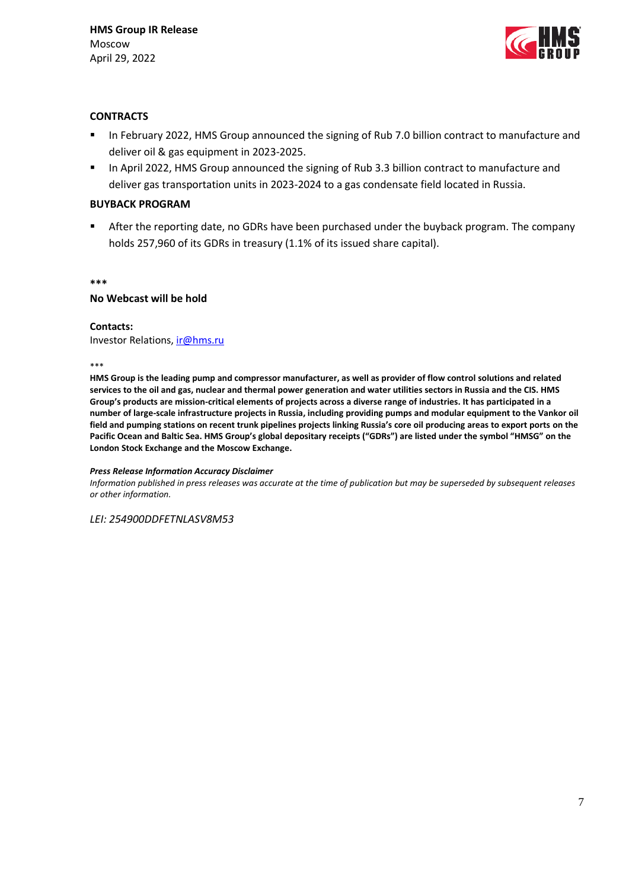**HMS Group IR Release**
Moscow
April 29, 2022

## CONTRACTS

- In February 2022, HMS Group announced the signing of Rub 7.0 billion contract to manufacture and deliver oil & gas equipment in 2023-2025.
- In April 2022, HMS Group announced the signing of Rub 3.3 billion contract to manufacture and deliver gas transportation units in 2023-2024 to a gas condensate field located in Russia.

## BUYBACK PROGRAM

- After the reporting date, no GDRs have been purchased under the buyback program. The company holds 257,960 of its GDRs in treasury (1.1% of its issued share capital).

***

**No Webcast will be hold**

**Contacts:**
Investor Relations, ir@hms.ru

***

**HMS Group is the leading pump and compressor manufacturer, as well as provider of flow control solutions and related services to the oil and gas, nuclear and thermal power generation and water utilities sectors in Russia and the CIS. HMS Group's products are mission-critical elements of projects across a diverse range of industries. It has participated in a number of large-scale infrastructure projects in Russia, including providing pumps and modular equipment to the Vankor oil field and pumping stations on recent trunk pipelines projects linking Russia's core oil producing areas to export ports on the Pacific Ocean and Baltic Sea. HMS Group's global depositary receipts ("GDRs") are listed under the symbol "HMSG" on the London Stock Exchange and the Moscow Exchange.**

***Press Release Information Accuracy Disclaimer***
*Information published in press releases was accurate at the time of publication but may be superseded by subsequent releases or other information.*

*LEI: 254900DDFETNLASV8M53*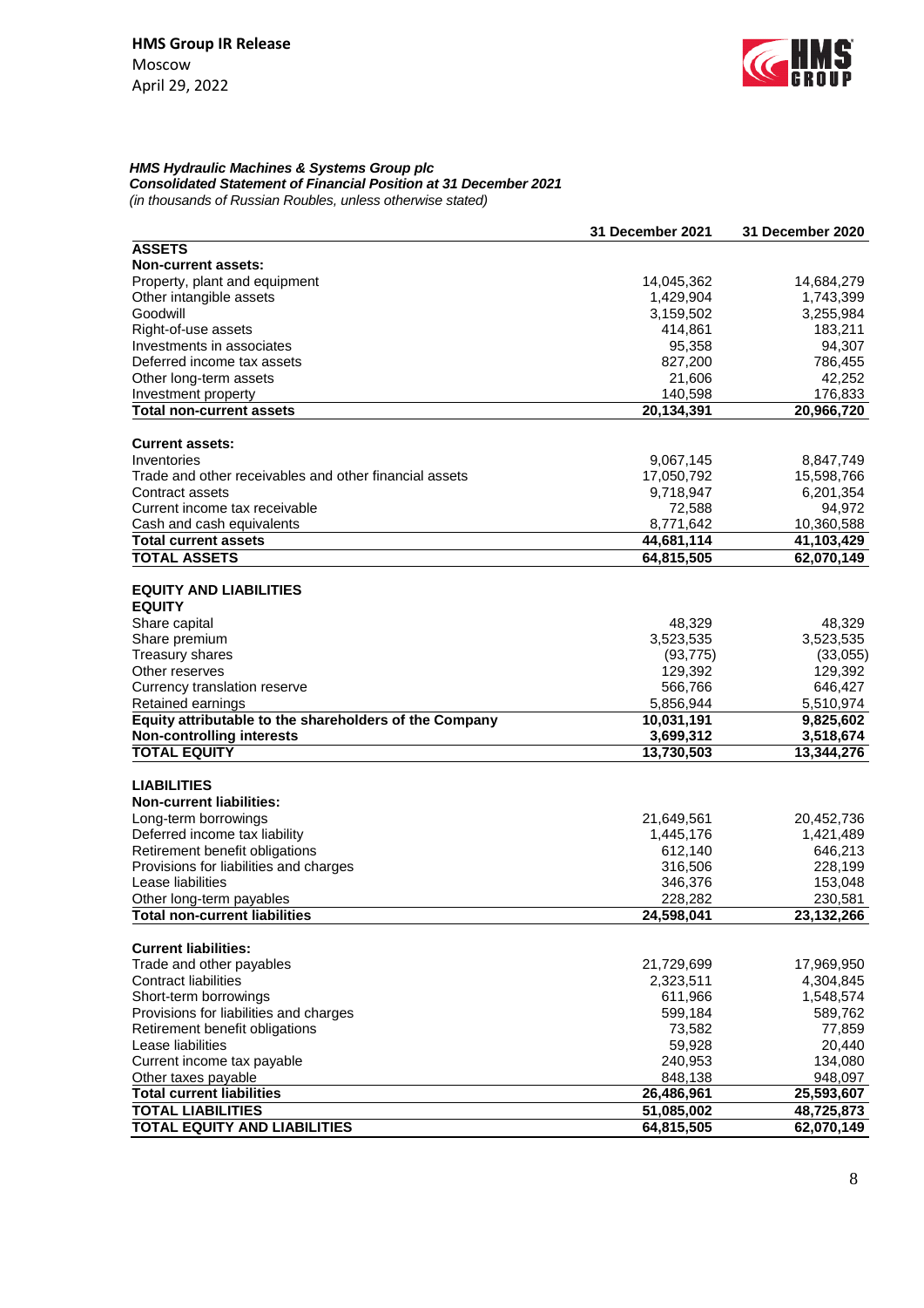HMS Group IR Release
Moscow
April 29, 2022

***HMS Hydraulic Machines & Systems Group plc***
***Consolidated Statement of Financial Position at 31 December 2021***
*(in thousands of Russian Roubles, unless otherwise stated)*

| | 31 December 2021 | 31 December 2020 |
|---|---|---|
| **ASSETS** | | |
| **Non-current assets:** | | |
| Property, plant and equipment | 14,045,362 | 14,684,279 |
| Other intangible assets | 1,429,904 | 1,743,399 |
| Goodwill | 3,159,502 | 3,255,984 |
| Right-of-use assets | 414,861 | 183,211 |
| Investments in associates | 95,358 | 94,307 |
| Deferred income tax assets | 827,200 | 786,455 |
| Other long-term assets | 21,606 | 42,252 |
| Investment property | 140,598 | 176,833 |
| **Total non-current assets** | **20,134,391** | **20,966,720** |
| | | |
| **Current assets:** | | |
| Inventories | 9,067,145 | 8,847,749 |
| Trade and other receivables and other financial assets | 17,050,792 | 15,598,766 |
| Contract assets | 9,718,947 | 6,201,354 |
| Current income tax receivable | 72,588 | 94,972 |
| Cash and cash equivalents | 8,771,642 | 10,360,588 |
| **Total current assets** | **44,681,114** | **41,103,429** |
| **TOTAL ASSETS** | **64,815,505** | **62,070,149** |
| | | |
| **EQUITY AND LIABILITIES** | | |
| **EQUITY** | | |
| Share capital | 48,329 | 48,329 |
| Share premium | 3,523,535 | 3,523,535 |
| Treasury shares | (93,775) | (33,055) |
| Other reserves | 129,392 | 129,392 |
| Currency translation reserve | 566,766 | 646,427 |
| Retained earnings | 5,856,944 | 5,510,974 |
| **Equity attributable to the shareholders of the Company** | **10,031,191** | **9,825,602** |
| **Non-controlling interests** | **3,699,312** | **3,518,674** |
| **TOTAL EQUITY** | **13,730,503** | **13,344,276** |
| | | |
| **LIABILITIES** | | |
| **Non-current liabilities:** | | |
| Long-term borrowings | 21,649,561 | 20,452,736 |
| Deferred income tax liability | 1,445,176 | 1,421,489 |
| Retirement benefit obligations | 612,140 | 646,213 |
| Provisions for liabilities and charges | 316,506 | 228,199 |
| Lease liabilities | 346,376 | 153,048 |
| Other long-term payables | 228,282 | 230,581 |
| **Total non-current liabilities** | **24,598,041** | **23,132,266** |
| | | |
| **Current liabilities:** | | |
| Trade and other payables | 21,729,699 | 17,969,950 |
| Contract liabilities | 2,323,511 | 4,304,845 |
| Short-term borrowings | 611,966 | 1,548,574 |
| Provisions for liabilities and charges | 599,184 | 589,762 |
| Retirement benefit obligations | 73,582 | 77,859 |
| Lease liabilities | 59,928 | 20,440 |
| Current income tax payable | 240,953 | 134,080 |
| Other taxes payable | 848,138 | 948,097 |
| **Total current liabilities** | **26,486,961** | **25,593,607** |
| **TOTAL LIABILITIES** | **51,085,002** | **48,725,873** |
| **TOTAL EQUITY AND LIABILITIES** | **64,815,505** | **62,070,149** |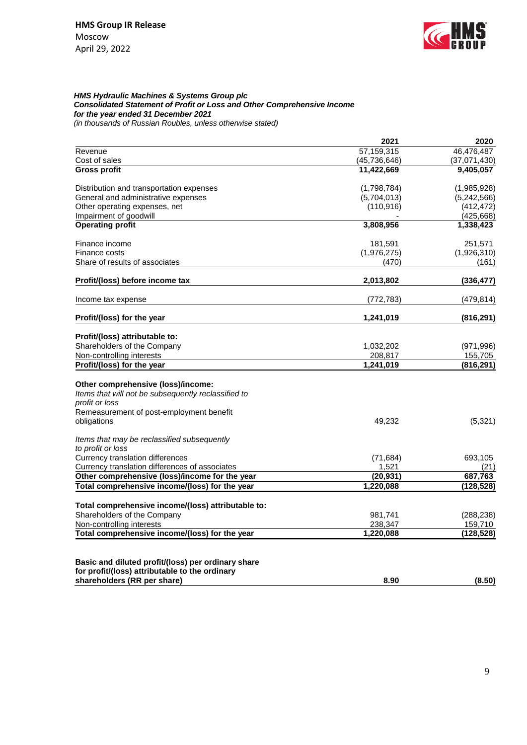HMS Group IR Release
Moscow
April 29, 2022

***HMS Hydraulic Machines & Systems Group plc***
***Consolidated Statement of Profit or Loss and Other Comprehensive Income***
***for the year ended 31 December 2021***
*(in thousands of Russian Roubles, unless otherwise stated)*

| | 2021 | 2020 |
|---|---|---|
| Revenue | 57,159,315 | 46,476,487 |
| Cost of sales | (45,736,646) | (37,071,430) |
| **Gross profit** | **11,422,669** | **9,405,057** |
| | | |
| Distribution and transportation expenses | (1,798,784) | (1,985,928) |
| General and administrative expenses | (5,704,013) | (5,242,566) |
| Other operating expenses, net | (110,916) | (412,472) |
| Impairment of goodwill | - | (425,668) |
| **Operating profit** | **3,808,956** | **1,338,423** |
| | | |
| Finance income | 181,591 | 251,571 |
| Finance costs | (1,976,275) | (1,926,310) |
| Share of results of associates | (470) | (161) |
| | | |
| **Profit/(loss) before income tax** | **2,013,802** | **(336,477)** |
| | | |
| Income tax expense | (772,783) | (479,814) |
| | | |
| **Profit/(loss) for the year** | **1,241,019** | **(816,291)** |
| | | |
| **Profit/(loss) attributable to:** | | |
| Shareholders of the Company | 1,032,202 | (971,996) |
| Non-controlling interests | 208,817 | 155,705 |
| **Profit/(loss) for the year** | **1,241,019** | **(816,291)** |
| | | |
| **Other comprehensive (loss)/income:** | | |
| *Items that will not be subsequently reclassified to profit or loss* | | |
| Remeasurement of post-employment benefit obligations | 49,232 | (5,321) |
| | | |
| *Items that may be reclassified subsequently to profit or loss* | | |
| Currency translation differences | (71,684) | 693,105 |
| Currency translation differences of associates | 1,521 | (21) |
| **Other comprehensive (loss)/income for the year** | **(20,931)** | **687,763** |
| **Total comprehensive income/(loss) for the year** | **1,220,088** | **(128,528)** |
| | | |
| **Total comprehensive income/(loss) attributable to:** | | |
| Shareholders of the Company | 981,741 | (288,238) |
| Non-controlling interests | 238,347 | 159,710 |
| **Total comprehensive income/(loss) for the year** | **1,220,088** | **(128,528)** |
| | | |
| **Basic and diluted profit/(loss) per ordinary share for profit/(loss) attributable to the ordinary shareholders (RR per share)** | **8.90** | **(8.50)** |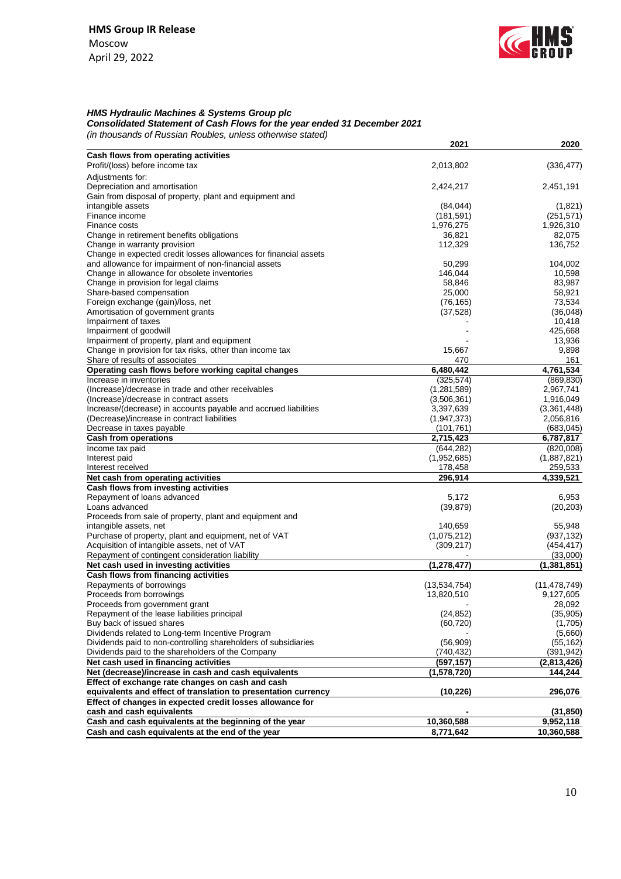**HMS Group IR Release**
Moscow
April 29, 2022

***HMS Hydraulic Machines & Systems Group plc***
***Consolidated Statement of Cash Flows for the year ended 31 December 2021***
*(in thousands of Russian Roubles, unless otherwise stated)*

| | 2021 | 2020 |
|---|---|---|
| **Cash flows from operating activities** | | |
| Profit/(loss) before income tax | 2,013,802 | (336,477) |
| Adjustments for: | | |
| Depreciation and amortisation | 2,424,217 | 2,451,191 |
| Gain from disposal of property, plant and equipment and intangible assets | (84,044) | (1,821) |
| Finance income | (181,591) | (251,571) |
| Finance costs | 1,976,275 | 1,926,310 |
| Change in retirement benefits obligations | 36,821 | 82,075 |
| Change in warranty provision | 112,329 | 136,752 |
| Change in expected credit losses allowances for financial assets and allowance for impairment of non-financial assets | 50,299 | 104,002 |
| Change in allowance for obsolete inventories | 146,044 | 10,598 |
| Change in provision for legal claims | 58,846 | 83,987 |
| Share-based compensation | 25,000 | 58,921 |
| Foreign exchange (gain)/loss, net | (76,165) | 73,534 |
| Amortisation of government grants | (37,528) | (36,048) |
| Impairment of taxes | - | 10,418 |
| Impairment of goodwill | - | 425,668 |
| Impairment of property, plant and equipment | - | 13,936 |
| Change in provision for tax risks, other than income tax | 15,667 | 9,898 |
| Share of results of associates | 470 | 161 |
| **Operating cash flows before working capital changes** | **6,480,442** | **4,761,534** |
| Increase in inventories | (325,574) | (869,830) |
| (Increase)/decrease in trade and other receivables | (1,281,589) | 2,967,741 |
| (Increase)/decrease in contract assets | (3,506,361) | 1,916,049 |
| Increase/(decrease) in accounts payable and accrued liabilities | 3,397,639 | (3,361,448) |
| (Decrease)/increase in contract liabilities | (1,947,373) | 2,056,816 |
| Decrease in taxes payable | (101,761) | (683,045) |
| **Cash from operations** | **2,715,423** | **6,787,817** |
| Income tax paid | (644,282) | (820,008) |
| Interest paid | (1,952,685) | (1,887,821) |
| Interest received | 178,458 | 259,533 |
| **Net cash from operating activities** | **296,914** | **4,339,521** |
| **Cash flows from investing activities** | | |
| Repayment of loans advanced | 5,172 | 6,953 |
| Loans advanced | (39,879) | (20,203) |
| Proceeds from sale of property, plant and equipment and intangible assets, net | 140,659 | 55,948 |
| Purchase of property, plant and equipment, net of VAT | (1,075,212) | (937,132) |
| Acquisition of intangible assets, net of VAT | (309,217) | (454,417) |
| Repayment of contingent consideration liability | - | (33,000) |
| **Net cash used in investing activities** | **(1,278,477)** | **(1,381,851)** |
| **Cash flows from financing activities** | | |
| Repayments of borrowings | (13,534,754) | (11,478,749) |
| Proceeds from borrowings | 13,820,510 | 9,127,605 |
| Proceeds from government grant | - | 28,092 |
| Repayment of the lease liabilities principal | (24,852) | (35,905) |
| Buy back of issued shares | (60,720) | (1,705) |
| Dividends related to Long-term Incentive Program | - | (5,660) |
| Dividends paid to non-controlling shareholders of subsidiaries | (56,909) | (55,162) |
| Dividends paid to the shareholders of the Company | (740,432) | (391,942) |
| **Net cash used in financing activities** | **(597,157)** | **(2,813,426)** |
| **Net (decrease)/increase in cash and cash equivalents** | **(1,578,720)** | **144,244** |
| **Effect of exchange rate changes on cash and cash equivalents and effect of translation to presentation currency** | **(10,226)** | **296,076** |
| **Effect of changes in expected credit losses allowance for cash and cash equivalents** | **-** | **(31,850)** |
| **Cash and cash equivalents at the beginning of the year** | **10,360,588** | **9,952,118** |
| **Cash and cash equivalents at the end of the year** | **8,771,642** | **10,360,588** |